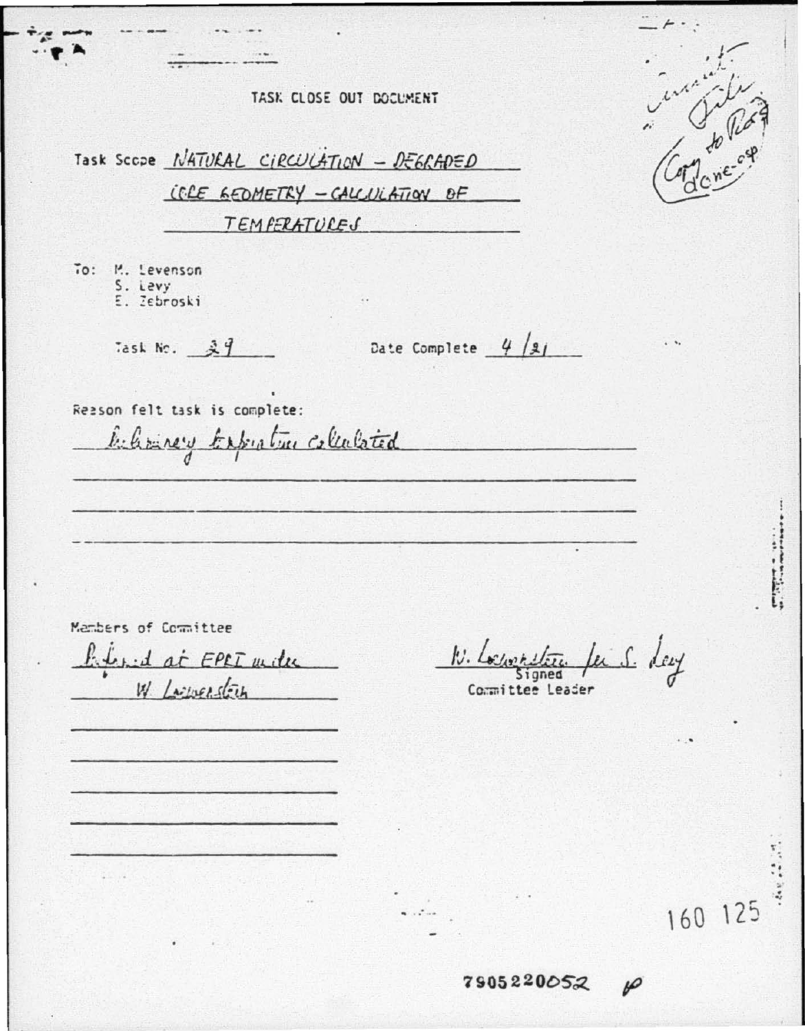# TASK CLOSE OUT DOCUMENT

Task Scope NATURAL CIRCULATION – DEGRADED CORE GEOMETRY – CALCULATION OF TEMPERATURES

To: M. Levenson
S. Levy
E. Zebroski

Task No. 29 Date Complete 4/21

Reason felt task is complete:

Preliminary temperature calculated

Members of Committee

Performed at EPRI under W. Loewenstein

W. Loewenstein for S. Levy
Signed
Committee Leader

Circuit File
Copy to Ross
done-osp

160 125

7905220052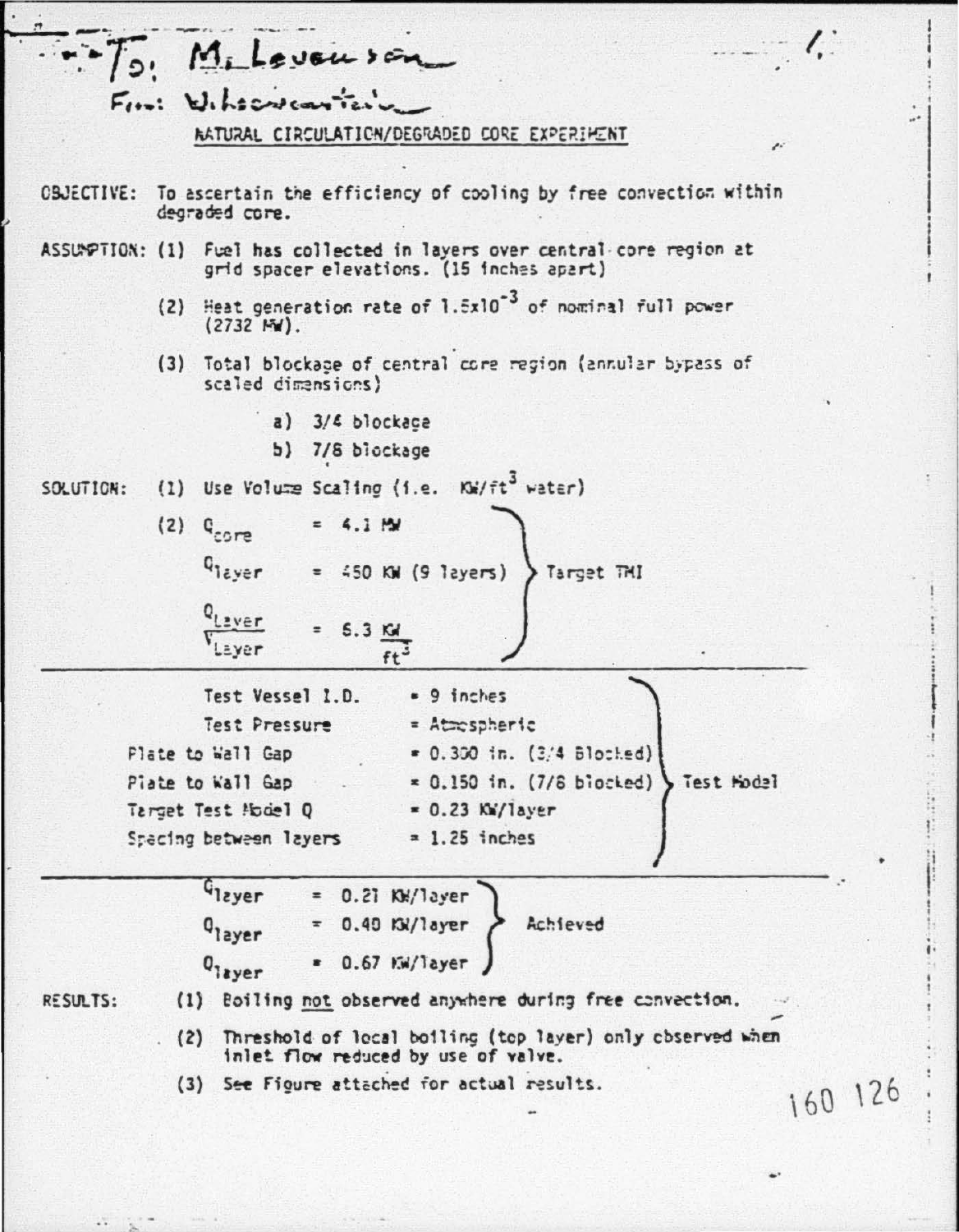To: M. Levenson
Fm: Wilkins...

## NATURAL CIRCULATION/DEGRADED CORE EXPERIMENT

**OBJECTIVE:** To ascertain the efficiency of cooling by free convection within degraded core.

**ASSUMPTION:**

(1) Fuel has collected in layers over central core region at grid spacer elevations. (15 inches apart)

(2) Heat generation rate of $1.5 \times 10^{-3}$ of nominal full power (2732 MW).

(3) Total blockage of central core region (annular bypass of scaled dimensions)

- a) 3/4 blockage
- b) 7/8 blockage

**SOLUTION:**

(1) Use Volume Scaling (i.e. $KW/ft^3$ water)

(2) Target TMI:

$Q_{core} = 4.1$ MW

$Q_{layer} = 450$ KW (9 layers)

$\frac{Q_{Layer}}{V_{Layer}} = 6.3 \frac{KW}{ft^3}$

---

Test Model:

| | |
|---|---|
| Test Vessel I.D. | = 9 inches |
| Test Pressure | = Atmospheric |
| Plate to Wall Gap | = 0.300 in. (3/4 Blocked) |
| Plate to Wall Gap | = 0.150 in. (7/8 blocked) |
| Target Test Model Q | = 0.23 KW/layer |
| Spacing between layers | = 1.25 inches |

---

Achieved:

$Q_{layer} = 0.21$ KW/layer

$Q_{layer} = 0.40$ KW/layer

$Q_{layer} = 0.67$ KW/layer

**RESULTS:**

(1) Boiling not observed anywhere during free convection.

(2) Threshold of local boiling (top layer) only observed when inlet flow reduced by use of valve.

(3) See Figure attached for actual results.

160 126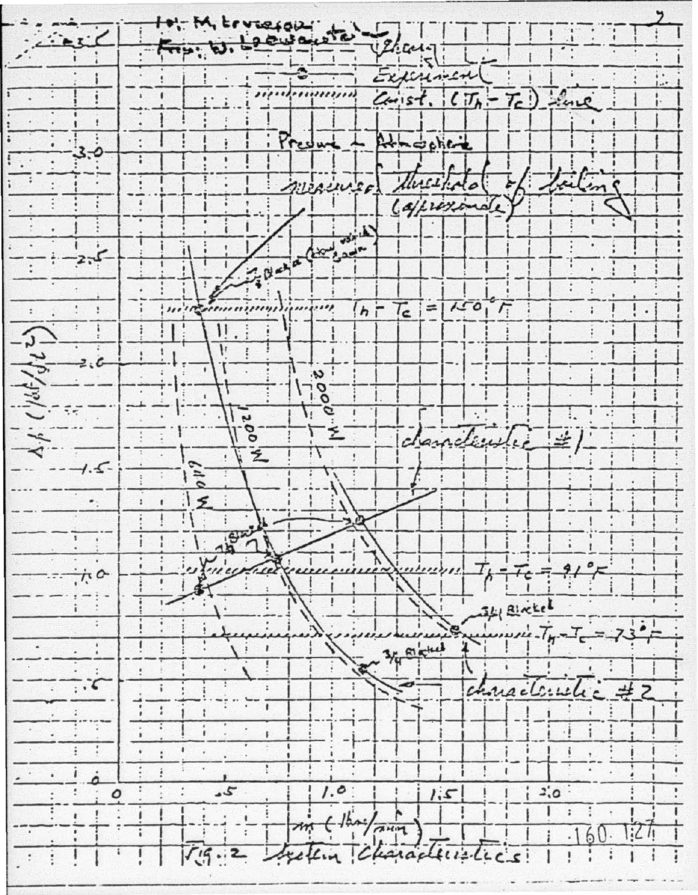Ref: M. Levenson
Fig. W. Loewenstein

——— Theory

—○— Experiment

⋯⋯⋯ Const. $(T_h - T_c)$ line

Pressure — Atmospheric

measured threshold of boiling (approximate)

$T_h - T_c = 150°F$

$T_h - T_c = 91°F$

$T_h - T_c = 73°F$

600 W

1200 W

2000 W

characteristic #1

characteristic #2

3/4 Blanket

$\Delta p$ (lbf/ft²)

$\dot{m}$ (lbm/min)

Fig. 2 System Characteristics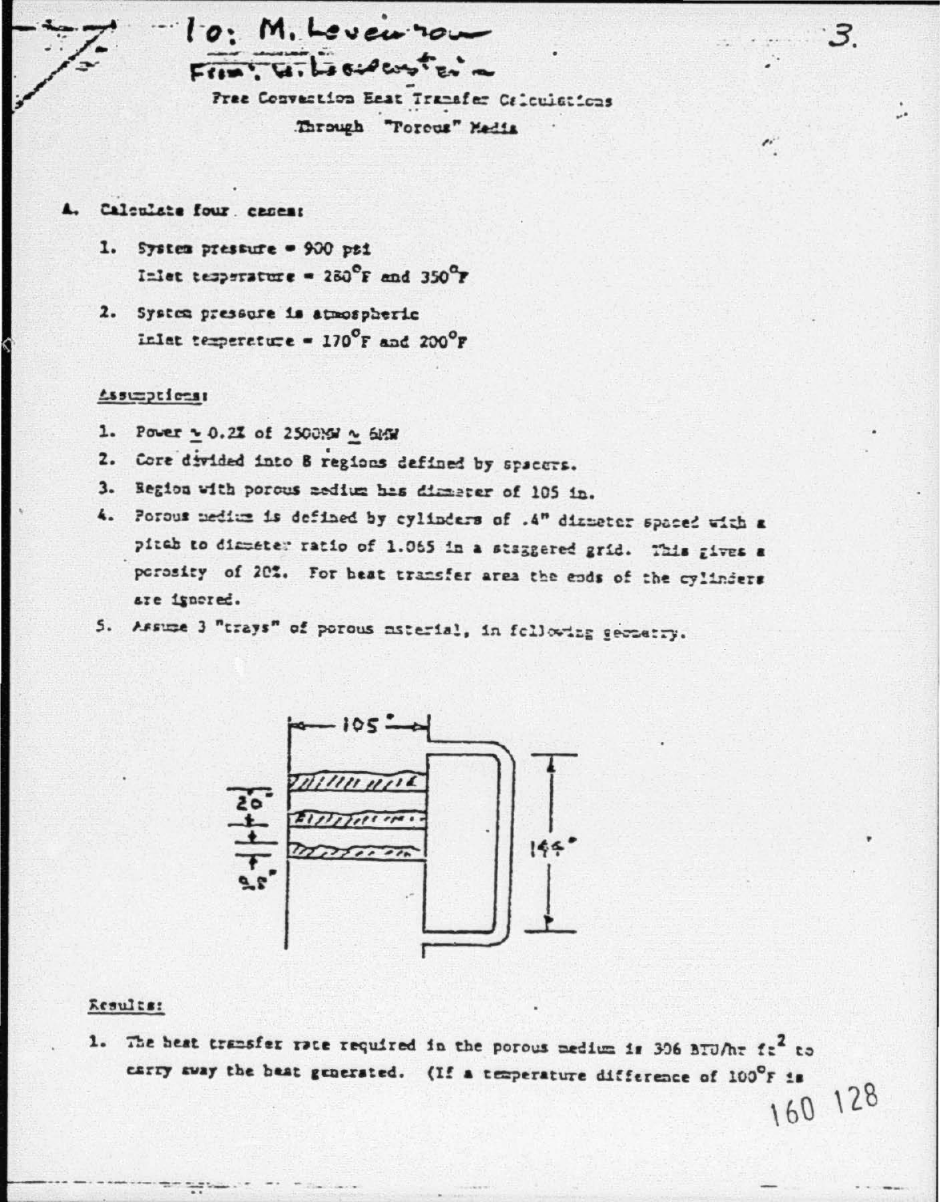To: M. Levenson
From: W. Loewenstein

Free Convection Heat Transfer Calculations Through "Porous" Media

A. Calculate four cases:

1. System pressure = 900 psi
   Inlet temperature = 280°F and 350°F
2. System pressure is atmospheric
   Inlet temperature = 170°F and 200°F

Assumptions:

1. Power ~ 0.2% of 2500MW ~ 6MW
2. Core divided into 8 regions defined by spacers.
3. Region with porous medium has diameter of 105 in.
4. Porous medium is defined by cylinders of .4" diameter spaced with a pitch to diameter ratio of 1.065 in a staggered grid. This gives a porosity of 20%. For heat transfer area the ends of the cylinders are ignored.
5. Assume 3 "trays" of porous material, in following geometry.

105"

20"

9.5"

144"

Results:

1. The heat transfer rate required in the porous medium is 306 BTU/hr ft$^2$ to carry away the heat generated. (If a temperature difference of 100°F is

160 128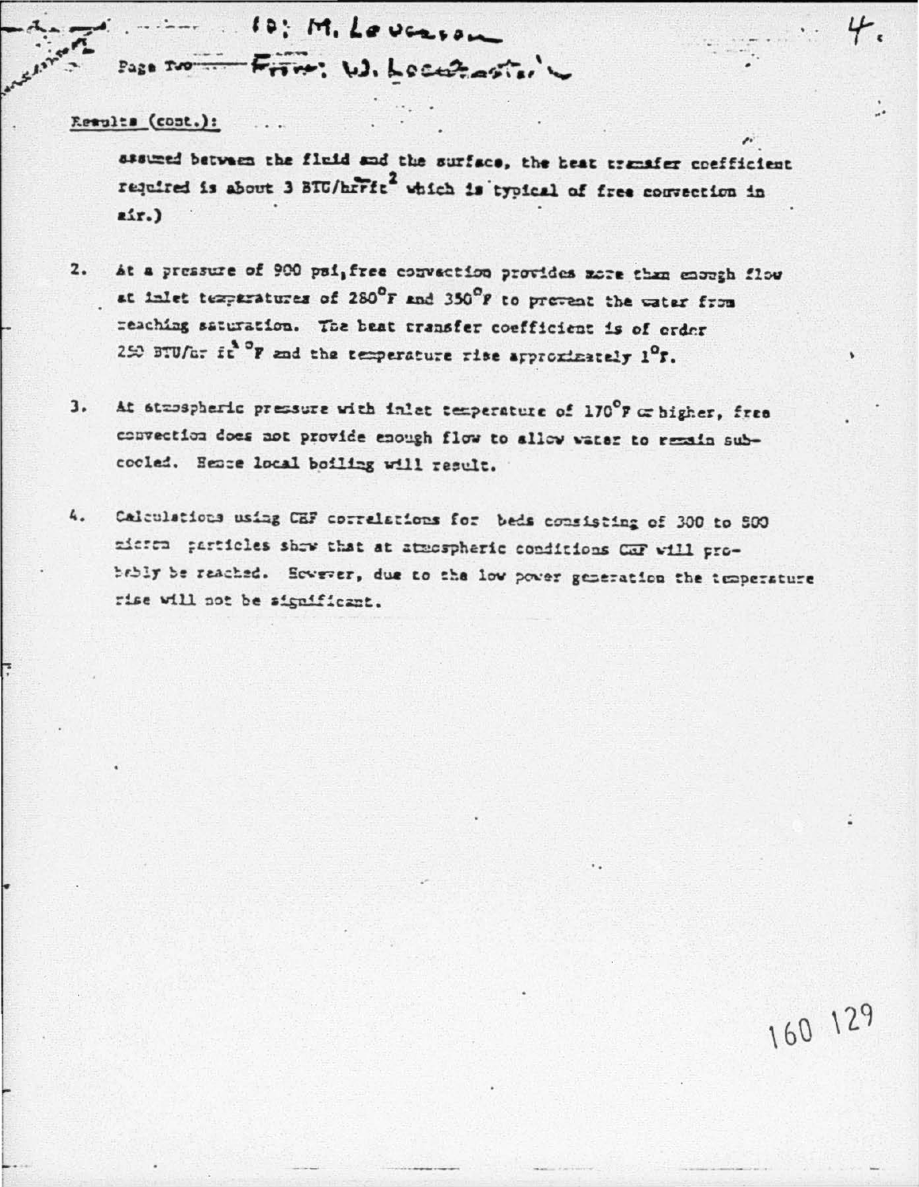To: M. Levenson
Page Two From: W. Loewenstein

Results (cont.):

assumed between the fluid and the surface, the heat transfer coefficient required is about 3 BTU/hr ft$^2$ which is typical of free convection in air.)

2. At a pressure of 900 psi, free convection provides more than enough flow at inlet temperatures of 280°F and 350°F to prevent the water from reaching saturation. The heat transfer coefficient is of order 250 BTU/hr ft$^2$ °F and the temperature rise approximately 1°F.

3. At atmospheric pressure with inlet temperature of 170°F or higher, free convection does not provide enough flow to allow water to remain subcooled. Hence local boiling will result.

4. Calculations using CHF correlations for beds consisting of 300 to 500 micron particles show that at atmospheric conditions CHF will probably be reached. However, due to the low power generation the temperature rise will not be significant.

160 129